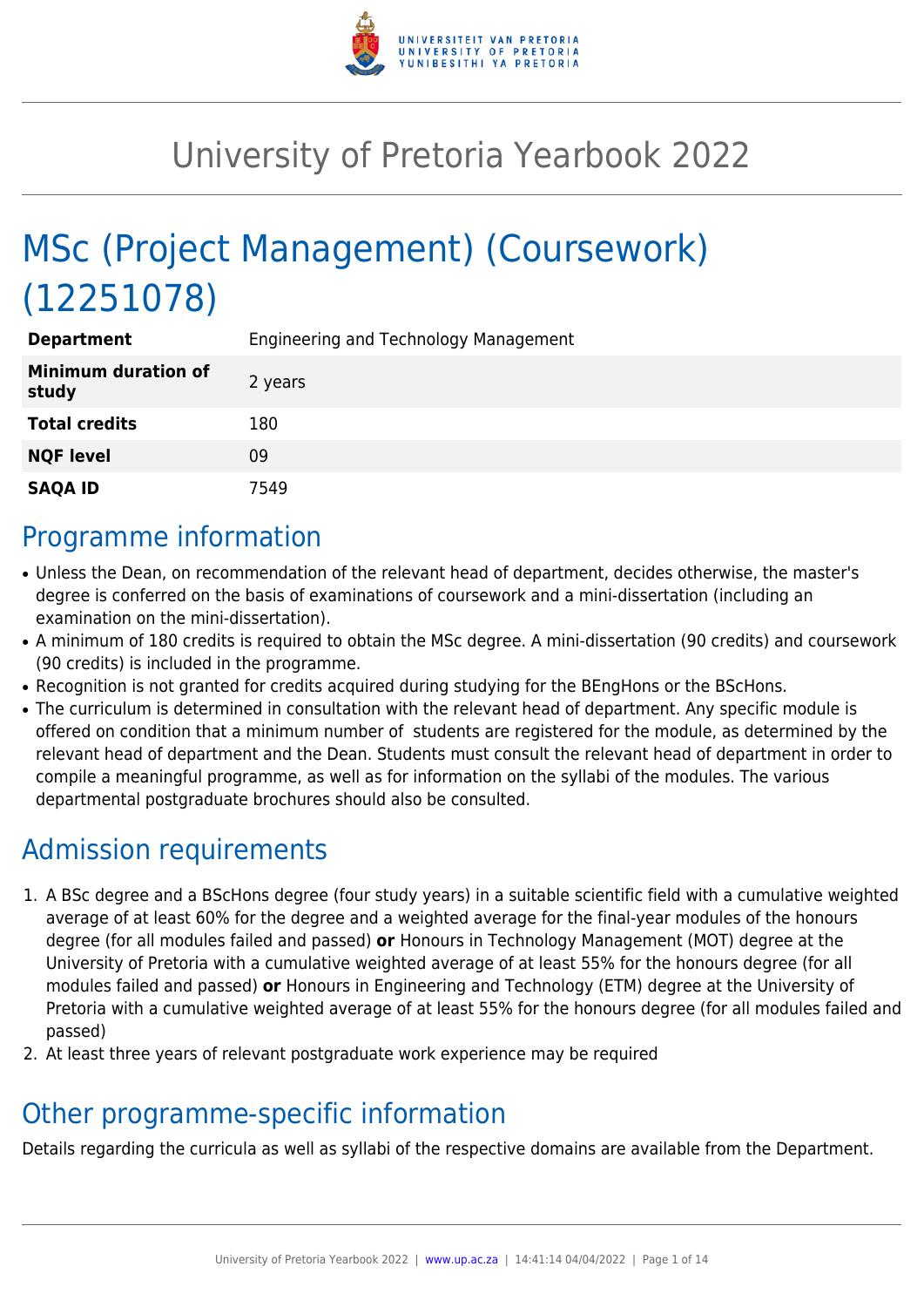# University of Pretoria Yearbook 2022

# MSc (Project Management) (Coursework) (12251078)

| | |
|---|---|
| **Department** | Engineering and Technology Management |
| **Minimum duration of study** | 2 years |
| **Total credits** | 180 |
| **NQF level** | 09 |
| **SAQA ID** | 7549 |

## Programme information

- Unless the Dean, on recommendation of the relevant head of department, decides otherwise, the master's degree is conferred on the basis of examinations of coursework and a mini-dissertation (including an examination on the mini-dissertation).
- A minimum of 180 credits is required to obtain the MSc degree. A mini-dissertation (90 credits) and coursework (90 credits) is included in the programme.
- Recognition is not granted for credits acquired during studying for the BEngHons or the BScHons.
- The curriculum is determined in consultation with the relevant head of department. Any specific module is offered on condition that a minimum number of students are registered for the module, as determined by the relevant head of department and the Dean. Students must consult the relevant head of department in order to compile a meaningful programme, as well as for information on the syllabi of the modules. The various departmental postgraduate brochures should also be consulted.

## Admission requirements

1. A BSc degree and a BScHons degree (four study years) in a suitable scientific field with a cumulative weighted average of at least 60% for the degree and a weighted average for the final-year modules of the honours degree (for all modules failed and passed) **or** Honours in Technology Management (MOT) degree at the University of Pretoria with a cumulative weighted average of at least 55% for the honours degree (for all modules failed and passed) **or** Honours in Engineering and Technology (ETM) degree at the University of Pretoria with a cumulative weighted average of at least 55% for the honours degree (for all modules failed and passed)
2. At least three years of relevant postgraduate work experience may be required

## Other programme-specific information

Details regarding the curricula as well as syllabi of the respective domains are available from the Department.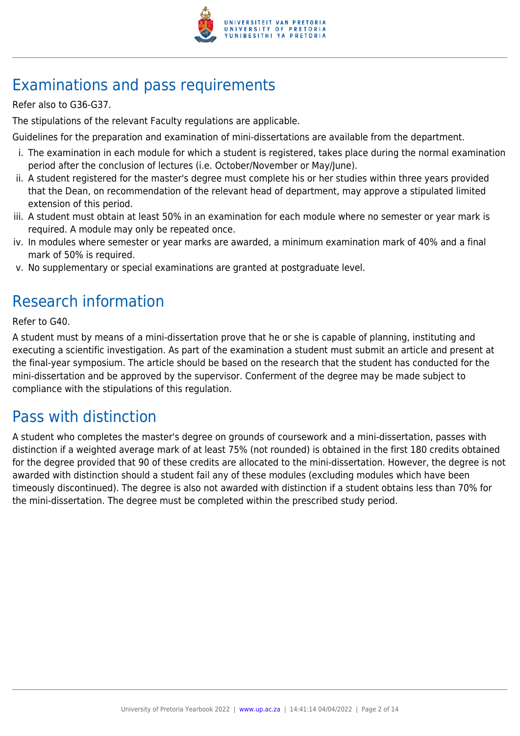## Examinations and pass requirements

Refer also to G36-G37.

The stipulations of the relevant Faculty regulations are applicable.

Guidelines for the preparation and examination of mini-dissertations are available from the department.

i. The examination in each module for which a student is registered, takes place during the normal examination period after the conclusion of lectures (i.e. October/November or May/June).
ii. A student registered for the master's degree must complete his or her studies within three years provided that the Dean, on recommendation of the relevant head of department, may approve a stipulated limited extension of this period.
iii. A student must obtain at least 50% in an examination for each module where no semester or year mark is required. A module may only be repeated once.
iv. In modules where semester or year marks are awarded, a minimum examination mark of 40% and a final mark of 50% is required.
v. No supplementary or special examinations are granted at postgraduate level.

## Research information

Refer to G40.

A student must by means of a mini-dissertation prove that he or she is capable of planning, instituting and executing a scientific investigation. As part of the examination a student must submit an article and present at the final-year symposium. The article should be based on the research that the student has conducted for the mini-dissertation and be approved by the supervisor. Conferment of the degree may be made subject to compliance with the stipulations of this regulation.

## Pass with distinction

A student who completes the master's degree on grounds of coursework and a mini-dissertation, passes with distinction if a weighted average mark of at least 75% (not rounded) is obtained in the first 180 credits obtained for the degree provided that 90 of these credits are allocated to the mini-dissertation. However, the degree is not awarded with distinction should a student fail any of these modules (excluding modules which have been timeously discontinued). The degree is also not awarded with distinction if a student obtains less than 70% for the mini-dissertation. The degree must be completed within the prescribed study period.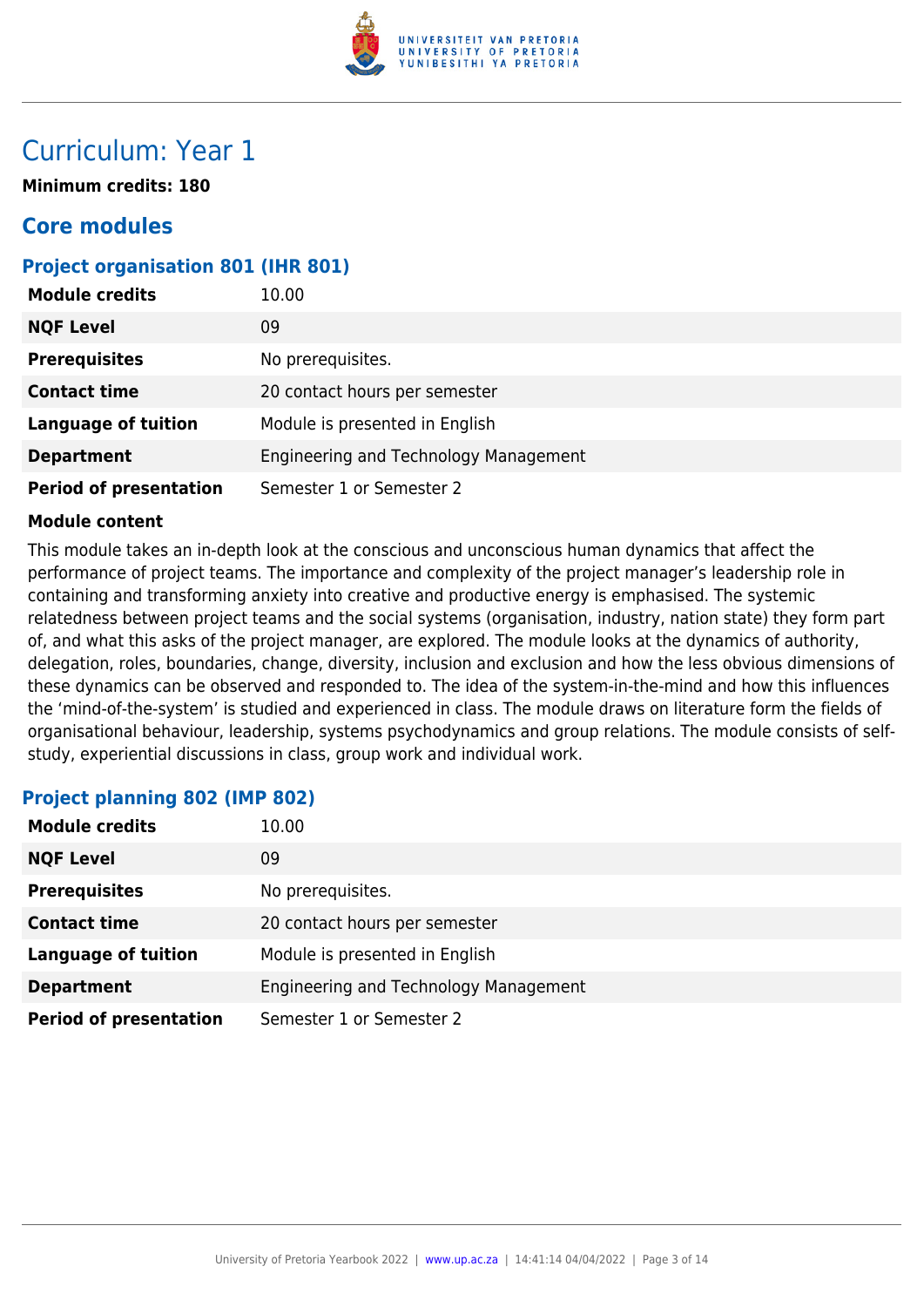# Curriculum: Year 1

**Minimum credits: 180**

## Core modules

### Project organisation 801 (IHR 801)

| | |
|---|---|
| **Module credits** | 10.00 |
| **NQF Level** | 09 |
| **Prerequisites** | No prerequisites. |
| **Contact time** | 20 contact hours per semester |
| **Language of tuition** | Module is presented in English |
| **Department** | Engineering and Technology Management |
| **Period of presentation** | Semester 1 or Semester 2 |

**Module content**

This module takes an in-depth look at the conscious and unconscious human dynamics that affect the performance of project teams. The importance and complexity of the project manager's leadership role in containing and transforming anxiety into creative and productive energy is emphasised. The systemic relatedness between project teams and the social systems (organisation, industry, nation state) they form part of, and what this asks of the project manager, are explored. The module looks at the dynamics of authority, delegation, roles, boundaries, change, diversity, inclusion and exclusion and how the less obvious dimensions of these dynamics can be observed and responded to. The idea of the system-in-the-mind and how this influences the 'mind-of-the-system' is studied and experienced in class. The module draws on literature form the fields of organisational behaviour, leadership, systems psychodynamics and group relations. The module consists of self-study, experiential discussions in class, group work and individual work.

### Project planning 802 (IMP 802)

| | |
|---|---|
| **Module credits** | 10.00 |
| **NQF Level** | 09 |
| **Prerequisites** | No prerequisites. |
| **Contact time** | 20 contact hours per semester |
| **Language of tuition** | Module is presented in English |
| **Department** | Engineering and Technology Management |
| **Period of presentation** | Semester 1 or Semester 2 |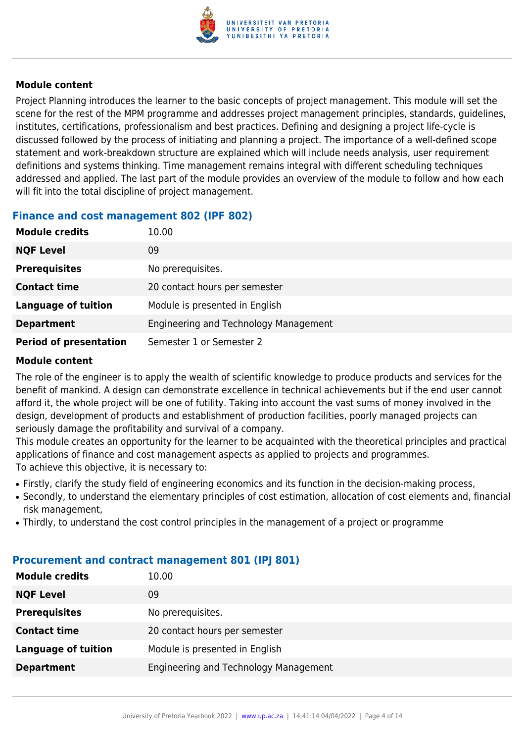### Module content

Project Planning introduces the learner to the basic concepts of project management. This module will set the scene for the rest of the MPM programme and addresses project management principles, standards, guidelines, institutes, certifications, professionalism and best practices. Defining and designing a project life-cycle is discussed followed by the process of initiating and planning a project. The importance of a well-defined scope statement and work-breakdown structure are explained which will include needs analysis, user requirement definitions and systems thinking. Time management remains integral with different scheduling techniques addressed and applied. The last part of the module provides an overview of the module to follow and how each will fit into the total discipline of project management.

## Finance and cost management 802 (IPF 802)

| | |
|---|---|
| **Module credits** | 10.00 |
| **NQF Level** | 09 |
| **Prerequisites** | No prerequisites. |
| **Contact time** | 20 contact hours per semester |
| **Language of tuition** | Module is presented in English |
| **Department** | Engineering and Technology Management |
| **Period of presentation** | Semester 1 or Semester 2 |

### Module content

The role of the engineer is to apply the wealth of scientific knowledge to produce products and services for the benefit of mankind. A design can demonstrate excellence in technical achievements but if the end user cannot afford it, the whole project will be one of futility. Taking into account the vast sums of money involved in the design, development of products and establishment of production facilities, poorly managed projects can seriously damage the profitability and survival of a company.
This module creates an opportunity for the learner to be acquainted with the theoretical principles and practical applications of finance and cost management aspects as applied to projects and programmes.
To achieve this objective, it is necessary to:

- Firstly, clarify the study field of engineering economics and its function in the decision-making process,
- Secondly, to understand the elementary principles of cost estimation, allocation of cost elements and, financial risk management,
- Thirdly, to understand the cost control principles in the management of a project or programme

## Procurement and contract management 801 (IPJ 801)

| | |
|---|---|
| **Module credits** | 10.00 |
| **NQF Level** | 09 |
| **Prerequisites** | No prerequisites. |
| **Contact time** | 20 contact hours per semester |
| **Language of tuition** | Module is presented in English |
| **Department** | Engineering and Technology Management |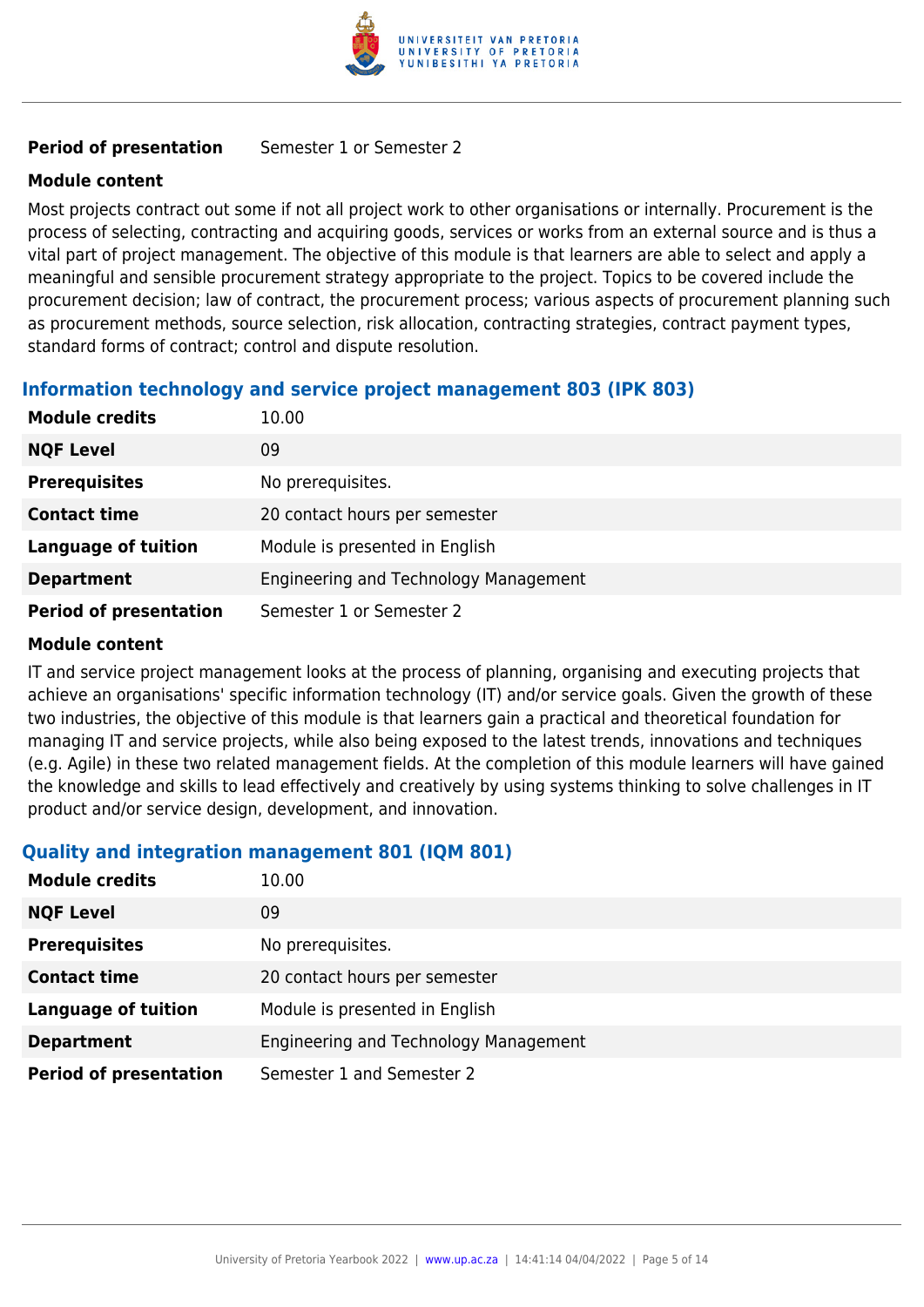| | |
|---|---|
| **Period of presentation** | Semester 1 or Semester 2 |

**Module content**

Most projects contract out some if not all project work to other organisations or internally. Procurement is the process of selecting, contracting and acquiring goods, services or works from an external source and is thus a vital part of project management. The objective of this module is that learners are able to select and apply a meaningful and sensible procurement strategy appropriate to the project. Topics to be covered include the procurement decision; law of contract, the procurement process; various aspects of procurement planning such as procurement methods, source selection, risk allocation, contracting strategies, contract payment types, standard forms of contract; control and dispute resolution.

### Information technology and service project management 803 (IPK 803)

| | |
|---|---|
| **Module credits** | 10.00 |
| **NQF Level** | 09 |
| **Prerequisites** | No prerequisites. |
| **Contact time** | 20 contact hours per semester |
| **Language of tuition** | Module is presented in English |
| **Department** | Engineering and Technology Management |
| **Period of presentation** | Semester 1 or Semester 2 |

**Module content**

IT and service project management looks at the process of planning, organising and executing projects that achieve an organisations' specific information technology (IT) and/or service goals. Given the growth of these two industries, the objective of this module is that learners gain a practical and theoretical foundation for managing IT and service projects, while also being exposed to the latest trends, innovations and techniques (e.g. Agile) in these two related management fields. At the completion of this module learners will have gained the knowledge and skills to lead effectively and creatively by using systems thinking to solve challenges in IT product and/or service design, development, and innovation.

### Quality and integration management 801 (IQM 801)

| | |
|---|---|
| **Module credits** | 10.00 |
| **NQF Level** | 09 |
| **Prerequisites** | No prerequisites. |
| **Contact time** | 20 contact hours per semester |
| **Language of tuition** | Module is presented in English |
| **Department** | Engineering and Technology Management |
| **Period of presentation** | Semester 1 and Semester 2 |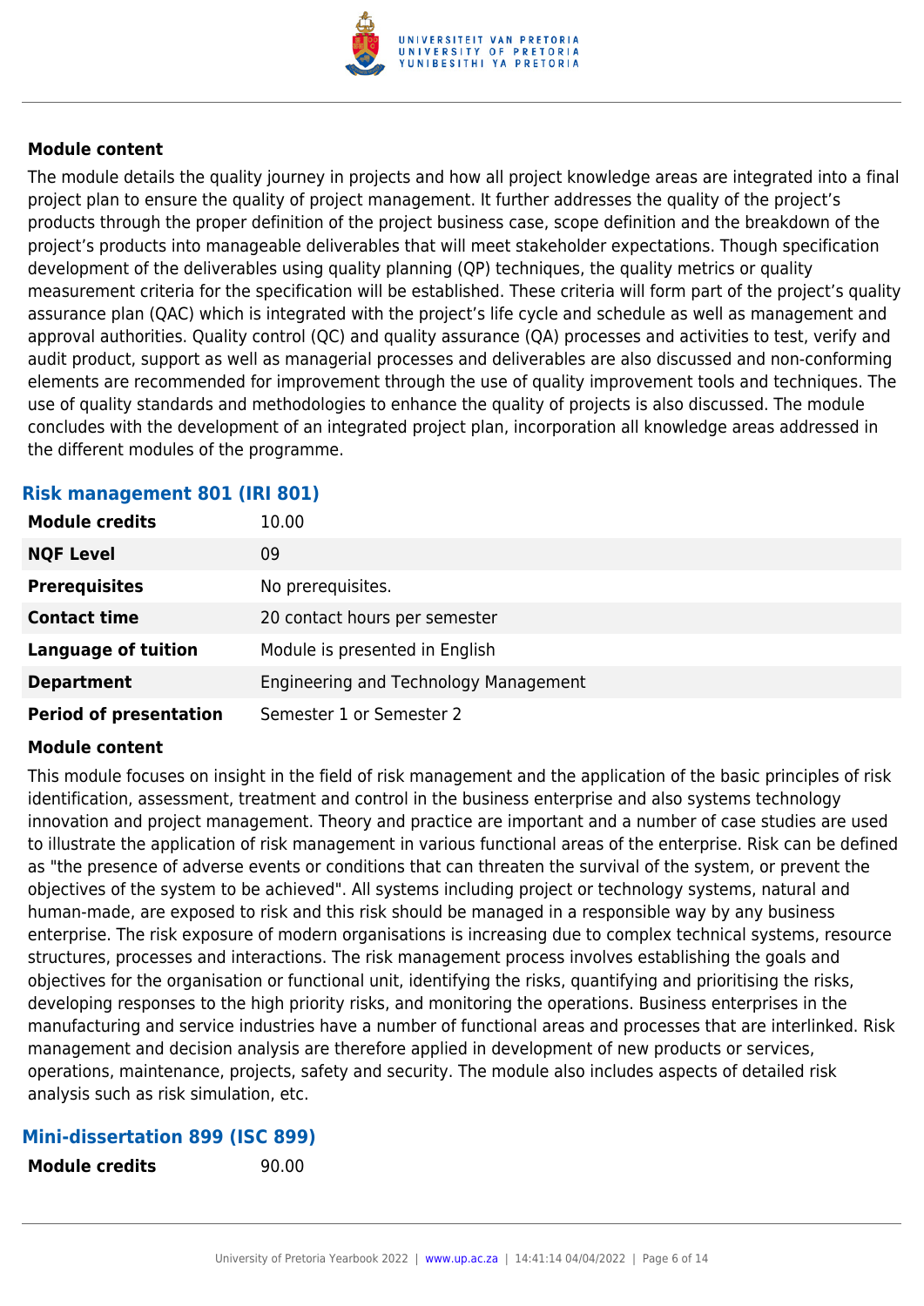**Module content**

The module details the quality journey in projects and how all project knowledge areas are integrated into a final project plan to ensure the quality of project management. It further addresses the quality of the project's products through the proper definition of the project business case, scope definition and the breakdown of the project's products into manageable deliverables that will meet stakeholder expectations. Though specification development of the deliverables using quality planning (QP) techniques, the quality metrics or quality measurement criteria for the specification will be established. These criteria will form part of the project's quality assurance plan (QAC) which is integrated with the project's life cycle and schedule as well as management and approval authorities. Quality control (QC) and quality assurance (QA) processes and activities to test, verify and audit product, support as well as managerial processes and deliverables are also discussed and non-conforming elements are recommended for improvement through the use of quality improvement tools and techniques. The use of quality standards and methodologies to enhance the quality of projects is also discussed. The module concludes with the development of an integrated project plan, incorporation all knowledge areas addressed in the different modules of the programme.

### Risk management 801 (IRI 801)

| | |
|---|---|
| **Module credits** | 10.00 |
| **NQF Level** | 09 |
| **Prerequisites** | No prerequisites. |
| **Contact time** | 20 contact hours per semester |
| **Language of tuition** | Module is presented in English |
| **Department** | Engineering and Technology Management |
| **Period of presentation** | Semester 1 or Semester 2 |

**Module content**

This module focuses on insight in the field of risk management and the application of the basic principles of risk identification, assessment, treatment and control in the business enterprise and also systems technology innovation and project management. Theory and practice are important and a number of case studies are used to illustrate the application of risk management in various functional areas of the enterprise. Risk can be defined as "the presence of adverse events or conditions that can threaten the survival of the system, or prevent the objectives of the system to be achieved". All systems including project or technology systems, natural and human-made, are exposed to risk and this risk should be managed in a responsible way by any business enterprise. The risk exposure of modern organisations is increasing due to complex technical systems, resource structures, processes and interactions. The risk management process involves establishing the goals and objectives for the organisation or functional unit, identifying the risks, quantifying and prioritising the risks, developing responses to the high priority risks, and monitoring the operations. Business enterprises in the manufacturing and service industries have a number of functional areas and processes that are interlinked. Risk management and decision analysis are therefore applied in development of new products or services, operations, maintenance, projects, safety and security. The module also includes aspects of detailed risk analysis such as risk simulation, etc.

### Mini-dissertation 899 (ISC 899)

| | |
|---|---|
| **Module credits** | 90.00 |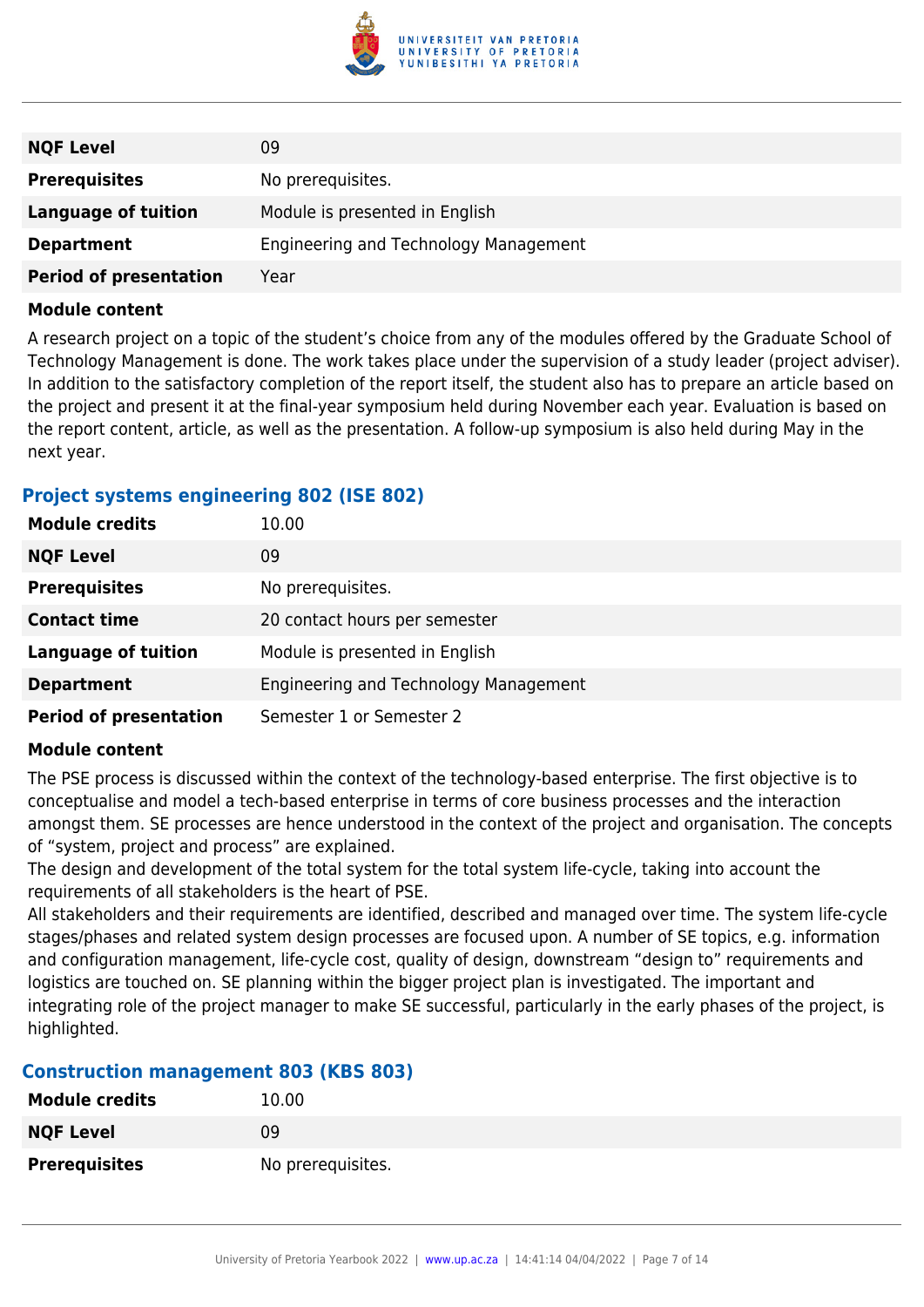| | |
|---|---|
| **NQF Level** | 09 |
| **Prerequisites** | No prerequisites. |
| **Language of tuition** | Module is presented in English |
| **Department** | Engineering and Technology Management |
| **Period of presentation** | Year |

**Module content**

A research project on a topic of the student's choice from any of the modules offered by the Graduate School of Technology Management is done. The work takes place under the supervision of a study leader (project adviser). In addition to the satisfactory completion of the report itself, the student also has to prepare an article based on the project and present it at the final-year symposium held during November each year. Evaluation is based on the report content, article, as well as the presentation. A follow-up symposium is also held during May in the next year.

### Project systems engineering 802 (ISE 802)

| | |
|---|---|
| **Module credits** | 10.00 |
| **NQF Level** | 09 |
| **Prerequisites** | No prerequisites. |
| **Contact time** | 20 contact hours per semester |
| **Language of tuition** | Module is presented in English |
| **Department** | Engineering and Technology Management |
| **Period of presentation** | Semester 1 or Semester 2 |

**Module content**

The PSE process is discussed within the context of the technology-based enterprise. The first objective is to conceptualise and model a tech-based enterprise in terms of core business processes and the interaction amongst them. SE processes are hence understood in the context of the project and organisation. The concepts of "system, project and process" are explained.
The design and development of the total system for the total system life-cycle, taking into account the requirements of all stakeholders is the heart of PSE.
All stakeholders and their requirements are identified, described and managed over time. The system life-cycle stages/phases and related system design processes are focused upon. A number of SE topics, e.g. information and configuration management, life-cycle cost, quality of design, downstream "design to" requirements and logistics are touched on. SE planning within the bigger project plan is investigated. The important and integrating role of the project manager to make SE successful, particularly in the early phases of the project, is highlighted.

### Construction management 803 (KBS 803)

| | |
|---|---|
| **Module credits** | 10.00 |
| **NQF Level** | 09 |
| **Prerequisites** | No prerequisites. |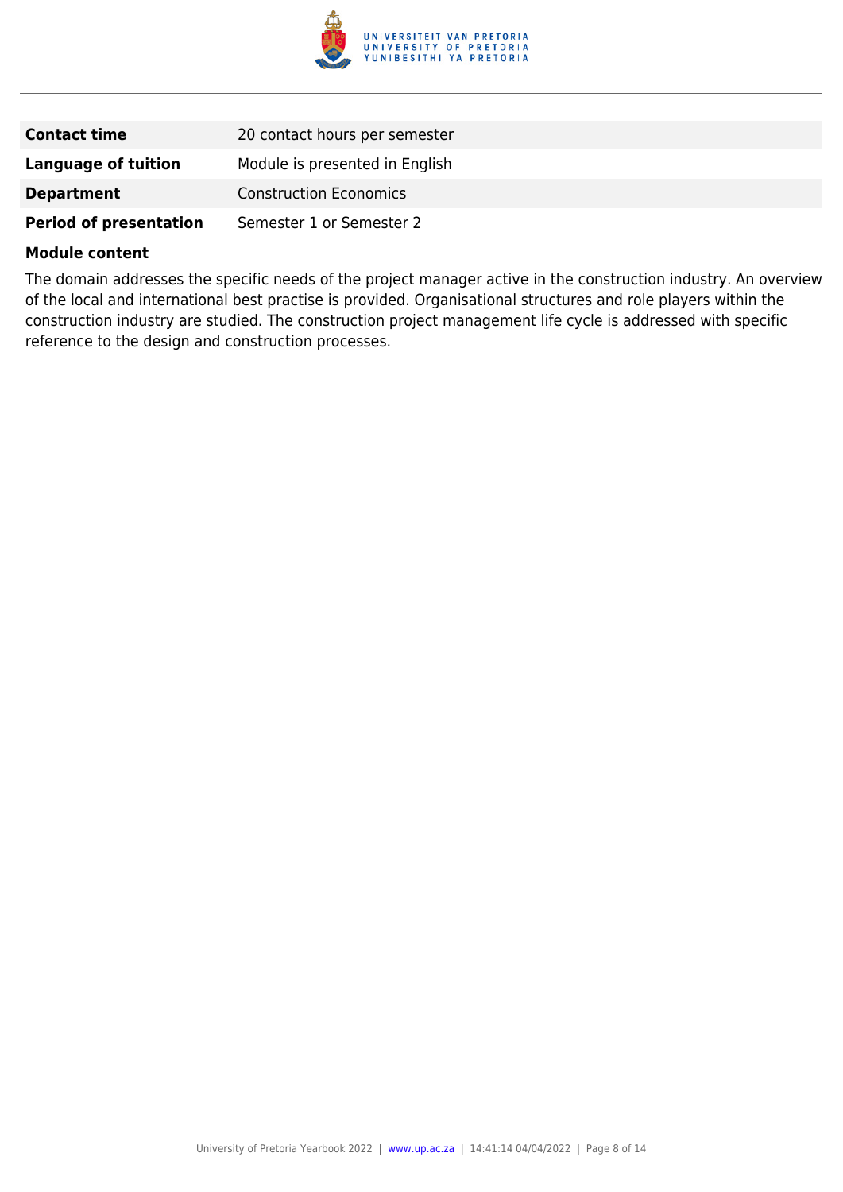| | |
|---|---|
| **Contact time** | 20 contact hours per semester |
| **Language of tuition** | Module is presented in English |
| **Department** | Construction Economics |
| **Period of presentation** | Semester 1 or Semester 2 |

**Module content**

The domain addresses the specific needs of the project manager active in the construction industry. An overview of the local and international best practise is provided. Organisational structures and role players within the construction industry are studied. The construction project management life cycle is addressed with specific reference to the design and construction processes.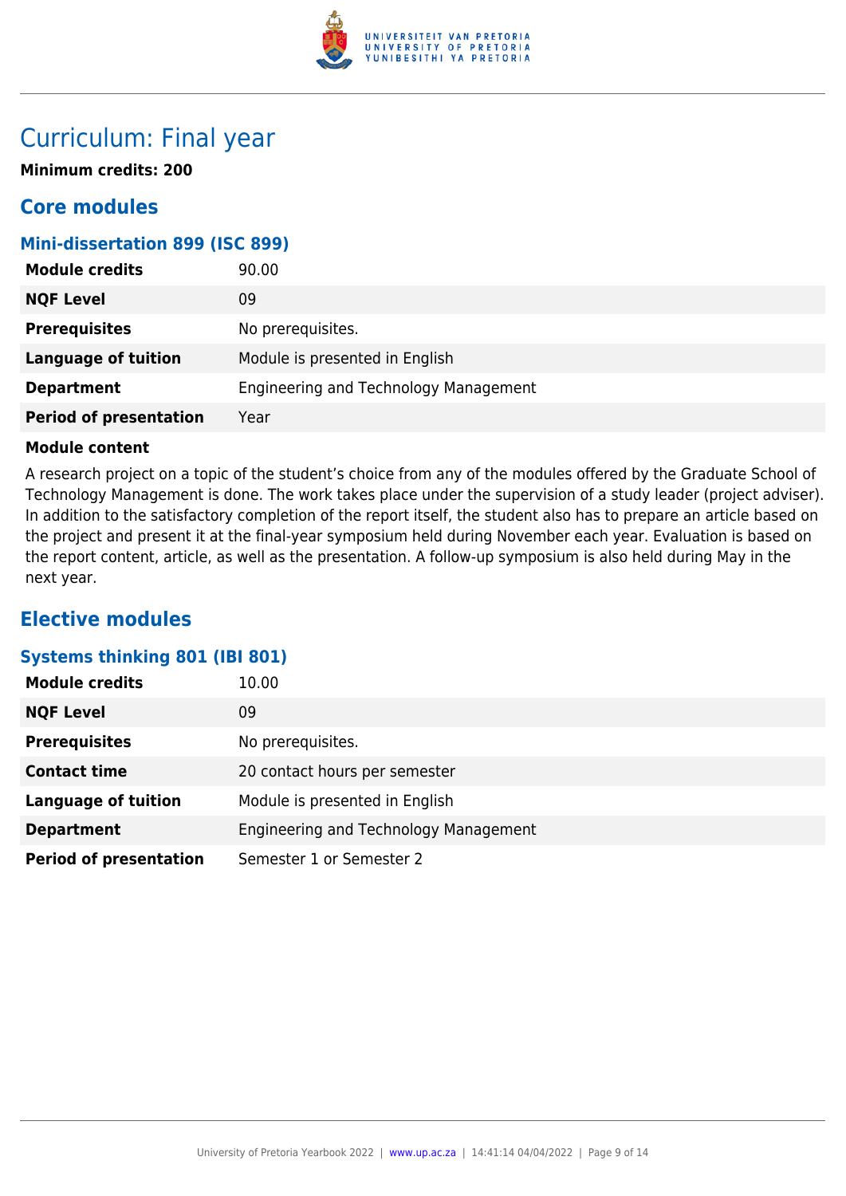# Curriculum: Final year

**Minimum credits: 200**

## Core modules

### Mini-dissertation 899 (ISC 899)

| | |
|---|---|
| **Module credits** | 90.00 |
| **NQF Level** | 09 |
| **Prerequisites** | No prerequisites. |
| **Language of tuition** | Module is presented in English |
| **Department** | Engineering and Technology Management |
| **Period of presentation** | Year |

**Module content**

A research project on a topic of the student's choice from any of the modules offered by the Graduate School of Technology Management is done. The work takes place under the supervision of a study leader (project adviser). In addition to the satisfactory completion of the report itself, the student also has to prepare an article based on the project and present it at the final-year symposium held during November each year. Evaluation is based on the report content, article, as well as the presentation. A follow-up symposium is also held during May in the next year.

## Elective modules

### Systems thinking 801 (IBI 801)

| | |
|---|---|
| **Module credits** | 10.00 |
| **NQF Level** | 09 |
| **Prerequisites** | No prerequisites. |
| **Contact time** | 20 contact hours per semester |
| **Language of tuition** | Module is presented in English |
| **Department** | Engineering and Technology Management |
| **Period of presentation** | Semester 1 or Semester 2 |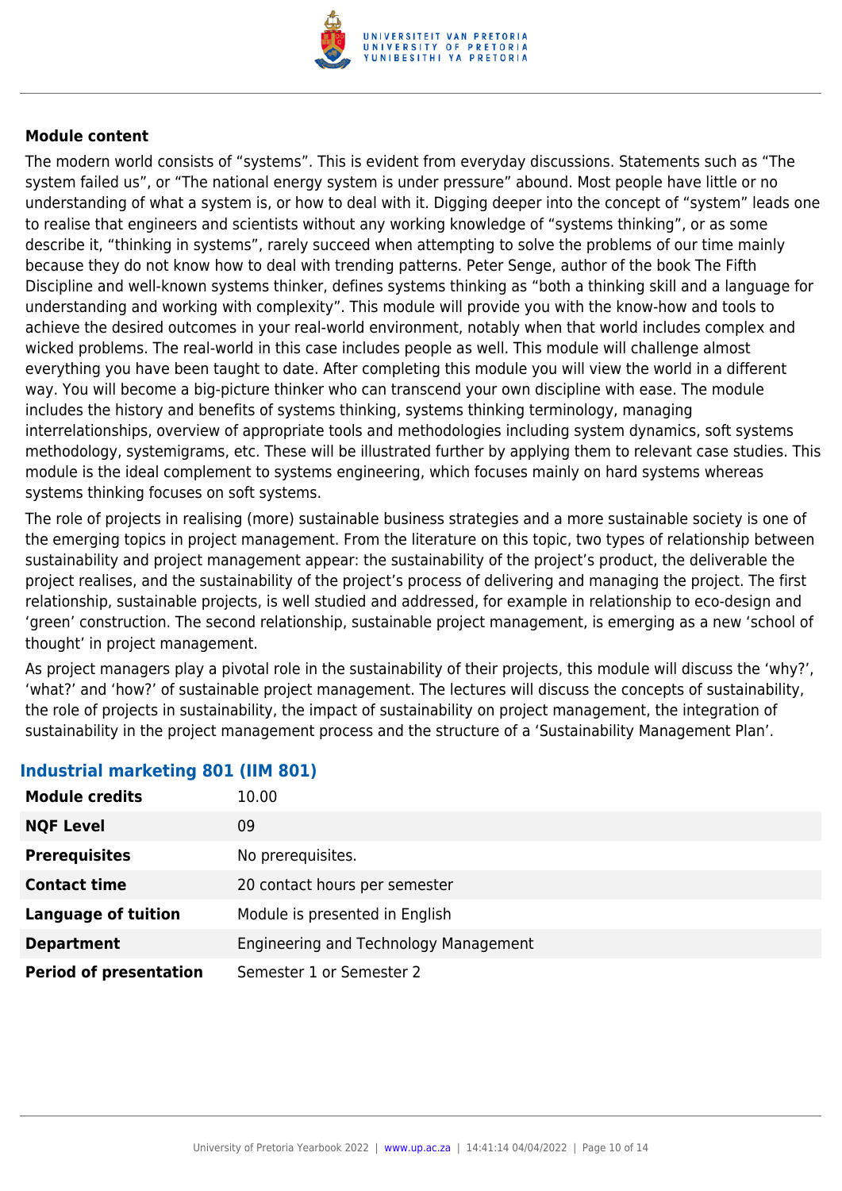**Module content**

The modern world consists of "systems". This is evident from everyday discussions. Statements such as "The system failed us", or "The national energy system is under pressure" abound. Most people have little or no understanding of what a system is, or how to deal with it. Digging deeper into the concept of "system" leads one to realise that engineers and scientists without any working knowledge of "systems thinking", or as some describe it, "thinking in systems", rarely succeed when attempting to solve the problems of our time mainly because they do not know how to deal with trending patterns. Peter Senge, author of the book The Fifth Discipline and well-known systems thinker, defines systems thinking as "both a thinking skill and a language for understanding and working with complexity". This module will provide you with the know-how and tools to achieve the desired outcomes in your real-world environment, notably when that world includes complex and wicked problems. The real-world in this case includes people as well. This module will challenge almost everything you have been taught to date. After completing this module you will view the world in a different way. You will become a big-picture thinker who can transcend your own discipline with ease. The module includes the history and benefits of systems thinking, systems thinking terminology, managing interrelationships, overview of appropriate tools and methodologies including system dynamics, soft systems methodology, systemigrams, etc. These will be illustrated further by applying them to relevant case studies. This module is the ideal complement to systems engineering, which focuses mainly on hard systems whereas systems thinking focuses on soft systems.

The role of projects in realising (more) sustainable business strategies and a more sustainable society is one of the emerging topics in project management. From the literature on this topic, two types of relationship between sustainability and project management appear: the sustainability of the project's product, the deliverable the project realises, and the sustainability of the project's process of delivering and managing the project. The first relationship, sustainable projects, is well studied and addressed, for example in relationship to eco-design and 'green' construction. The second relationship, sustainable project management, is emerging as a new 'school of thought' in project management.

As project managers play a pivotal role in the sustainability of their projects, this module will discuss the 'why?', 'what?' and 'how?' of sustainable project management. The lectures will discuss the concepts of sustainability, the role of projects in sustainability, the impact of sustainability on project management, the integration of sustainability in the project management process and the structure of a 'Sustainability Management Plan'.

## Industrial marketing 801 (IIM 801)

| | |
|---|---|
| **Module credits** | 10.00 |
| **NQF Level** | 09 |
| **Prerequisites** | No prerequisites. |
| **Contact time** | 20 contact hours per semester |
| **Language of tuition** | Module is presented in English |
| **Department** | Engineering and Technology Management |
| **Period of presentation** | Semester 1 or Semester 2 |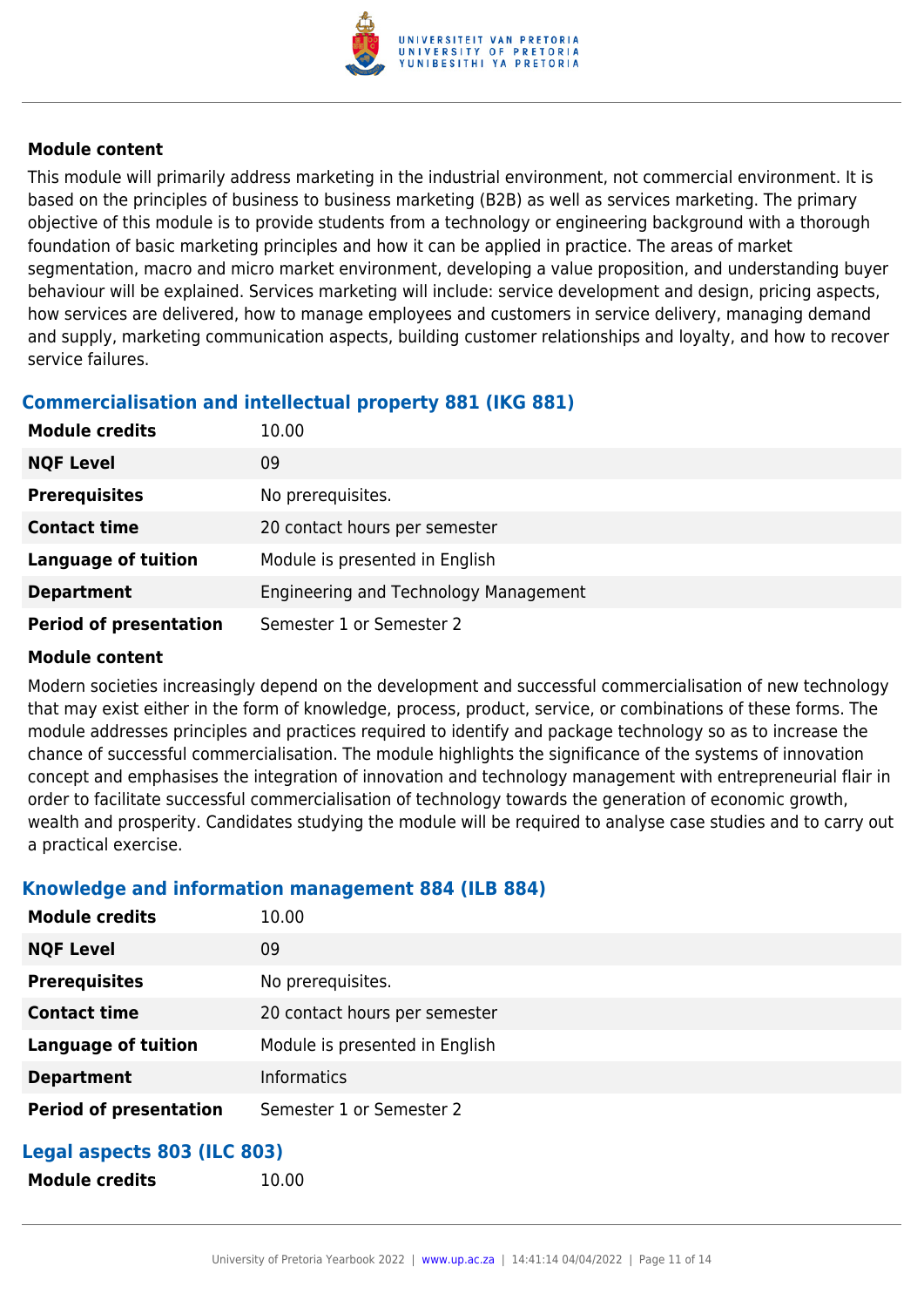#### Module content

This module will primarily address marketing in the industrial environment, not commercial environment. It is based on the principles of business to business marketing (B2B) as well as services marketing. The primary objective of this module is to provide students from a technology or engineering background with a thorough foundation of basic marketing principles and how it can be applied in practice. The areas of market segmentation, macro and micro market environment, developing a value proposition, and understanding buyer behaviour will be explained. Services marketing will include: service development and design, pricing aspects, how services are delivered, how to manage employees and customers in service delivery, managing demand and supply, marketing communication aspects, building customer relationships and loyalty, and how to recover service failures.

### Commercialisation and intellectual property 881 (IKG 881)

| | |
|---|---|
| **Module credits** | 10.00 |
| **NQF Level** | 09 |
| **Prerequisites** | No prerequisites. |
| **Contact time** | 20 contact hours per semester |
| **Language of tuition** | Module is presented in English |
| **Department** | Engineering and Technology Management |
| **Period of presentation** | Semester 1 or Semester 2 |

#### Module content

Modern societies increasingly depend on the development and successful commercialisation of new technology that may exist either in the form of knowledge, process, product, service, or combinations of these forms. The module addresses principles and practices required to identify and package technology so as to increase the chance of successful commercialisation. The module highlights the significance of the systems of innovation concept and emphasises the integration of innovation and technology management with entrepreneurial flair in order to facilitate successful commercialisation of technology towards the generation of economic growth, wealth and prosperity. Candidates studying the module will be required to analyse case studies and to carry out a practical exercise.

### Knowledge and information management 884 (ILB 884)

| | |
|---|---|
| **Module credits** | 10.00 |
| **NQF Level** | 09 |
| **Prerequisites** | No prerequisites. |
| **Contact time** | 20 contact hours per semester |
| **Language of tuition** | Module is presented in English |
| **Department** | Informatics |
| **Period of presentation** | Semester 1 or Semester 2 |

### Legal aspects 803 (ILC 803)

| | |
|---|---|
| **Module credits** | 10.00 |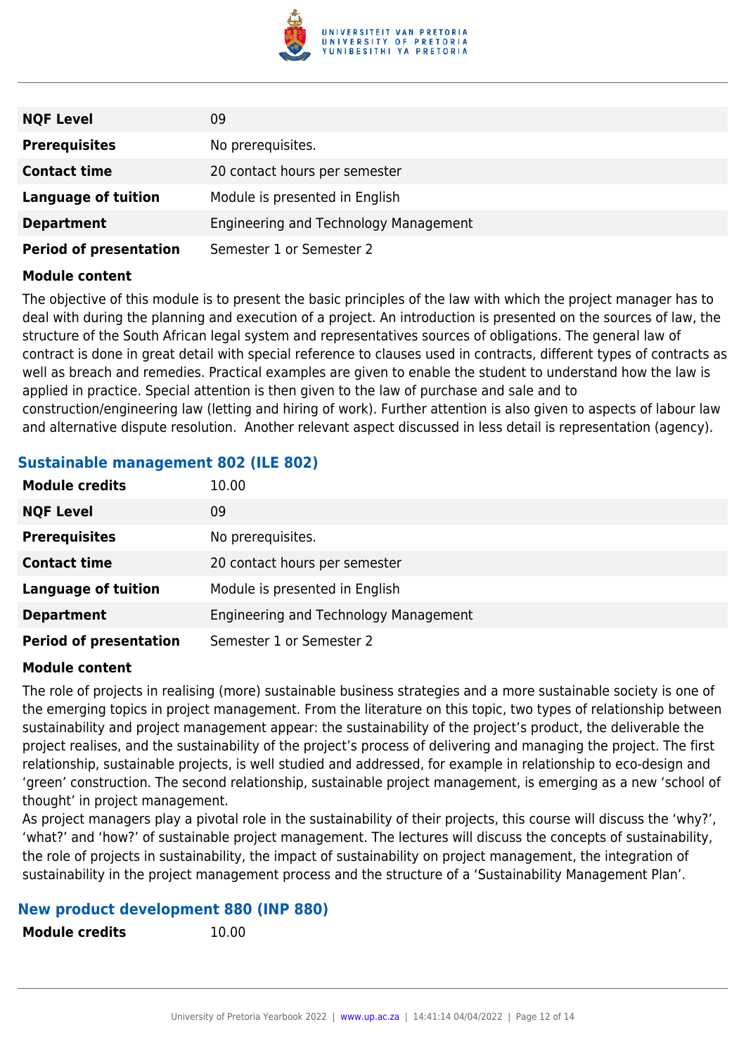| | |
|---|---|
| **NQF Level** | 09 |
| **Prerequisites** | No prerequisites. |
| **Contact time** | 20 contact hours per semester |
| **Language of tuition** | Module is presented in English |
| **Department** | Engineering and Technology Management |
| **Period of presentation** | Semester 1 or Semester 2 |

**Module content**

The objective of this module is to present the basic principles of the law with which the project manager has to deal with during the planning and execution of a project. An introduction is presented on the sources of law, the structure of the South African legal system and representatives sources of obligations. The general law of contract is done in great detail with special reference to clauses used in contracts, different types of contracts as well as breach and remedies. Practical examples are given to enable the student to understand how the law is applied in practice. Special attention is then given to the law of purchase and sale and to construction/engineering law (letting and hiring of work). Further attention is also given to aspects of labour law and alternative dispute resolution. Another relevant aspect discussed in less detail is representation (agency).

### Sustainable management 802 (ILE 802)

| | |
|---|---|
| **Module credits** | 10.00 |
| **NQF Level** | 09 |
| **Prerequisites** | No prerequisites. |
| **Contact time** | 20 contact hours per semester |
| **Language of tuition** | Module is presented in English |
| **Department** | Engineering and Technology Management |
| **Period of presentation** | Semester 1 or Semester 2 |

**Module content**

The role of projects in realising (more) sustainable business strategies and a more sustainable society is one of the emerging topics in project management. From the literature on this topic, two types of relationship between sustainability and project management appear: the sustainability of the project's product, the deliverable the project realises, and the sustainability of the project's process of delivering and managing the project. The first relationship, sustainable projects, is well studied and addressed, for example in relationship to eco-design and 'green' construction. The second relationship, sustainable project management, is emerging as a new 'school of thought' in project management.
As project managers play a pivotal role in the sustainability of their projects, this course will discuss the 'why?', 'what?' and 'how?' of sustainable project management. The lectures will discuss the concepts of sustainability, the role of projects in sustainability, the impact of sustainability on project management, the integration of sustainability in the project management process and the structure of a 'Sustainability Management Plan'.

### New product development 880 (INP 880)

| | |
|---|---|
| **Module credits** | 10.00 |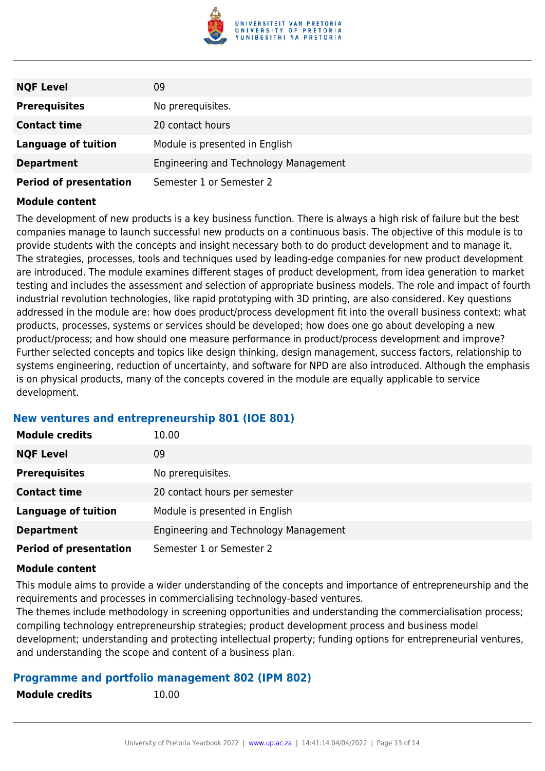| | |
|---|---|
| **NQF Level** | 09 |
| **Prerequisites** | No prerequisites. |
| **Contact time** | 20 contact hours |
| **Language of tuition** | Module is presented in English |
| **Department** | Engineering and Technology Management |
| **Period of presentation** | Semester 1 or Semester 2 |

**Module content**

The development of new products is a key business function. There is always a high risk of failure but the best companies manage to launch successful new products on a continuous basis. The objective of this module is to provide students with the concepts and insight necessary both to do product development and to manage it. The strategies, processes, tools and techniques used by leading-edge companies for new product development are introduced. The module examines different stages of product development, from idea generation to market testing and includes the assessment and selection of appropriate business models. The role and impact of fourth industrial revolution technologies, like rapid prototyping with 3D printing, are also considered. Key questions addressed in the module are: how does product/process development fit into the overall business context; what products, processes, systems or services should be developed; how does one go about developing a new product/process; and how should one measure performance in product/process development and improve? Further selected concepts and topics like design thinking, design management, success factors, relationship to systems engineering, reduction of uncertainty, and software for NPD are also introduced. Although the emphasis is on physical products, many of the concepts covered in the module are equally applicable to service development.

### New ventures and entrepreneurship 801 (IOE 801)

| | |
|---|---|
| **Module credits** | 10.00 |
| **NQF Level** | 09 |
| **Prerequisites** | No prerequisites. |
| **Contact time** | 20 contact hours per semester |
| **Language of tuition** | Module is presented in English |
| **Department** | Engineering and Technology Management |
| **Period of presentation** | Semester 1 or Semester 2 |

**Module content**

This module aims to provide a wider understanding of the concepts and importance of entrepreneurship and the requirements and processes in commercialising technology-based ventures.
The themes include methodology in screening opportunities and understanding the commercialisation process; compiling technology entrepreneurship strategies; product development process and business model development; understanding and protecting intellectual property; funding options for entrepreneurial ventures, and understanding the scope and content of a business plan.

### Programme and portfolio management 802 (IPM 802)

| | |
|---|---|
| **Module credits** | 10.00 |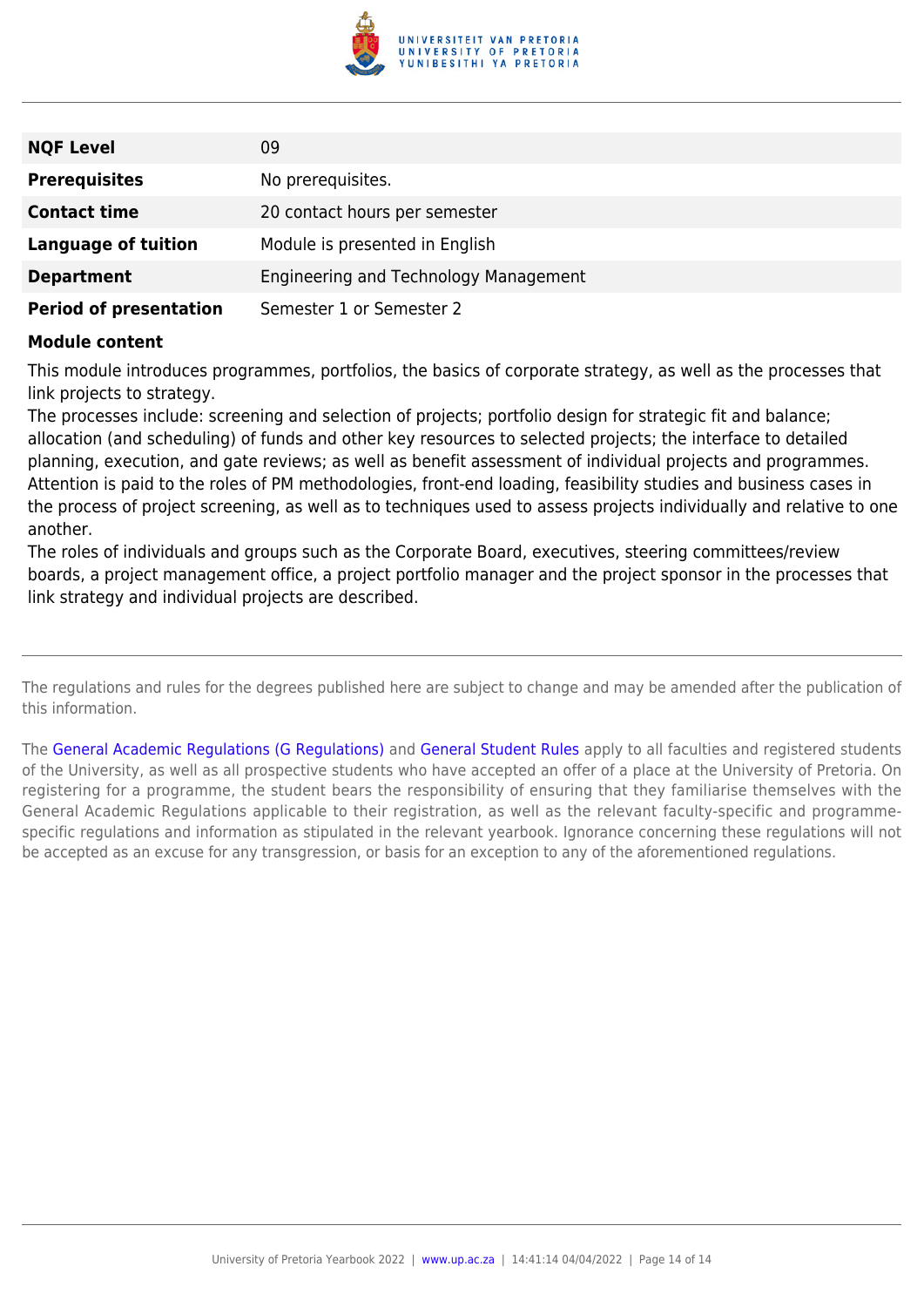| | |
|---|---|
| **NQF Level** | 09 |
| **Prerequisites** | No prerequisites. |
| **Contact time** | 20 contact hours per semester |
| **Language of tuition** | Module is presented in English |
| **Department** | Engineering and Technology Management |
| **Period of presentation** | Semester 1 or Semester 2 |

**Module content**

This module introduces programmes, portfolios, the basics of corporate strategy, as well as the processes that link projects to strategy.
The processes include: screening and selection of projects; portfolio design for strategic fit and balance; allocation (and scheduling) of funds and other key resources to selected projects; the interface to detailed planning, execution, and gate reviews; as well as benefit assessment of individual projects and programmes. Attention is paid to the roles of PM methodologies, front-end loading, feasibility studies and business cases in the process of project screening, as well as to techniques used to assess projects individually and relative to one another.
The roles of individuals and groups such as the Corporate Board, executives, steering committees/review boards, a project management office, a project portfolio manager and the project sponsor in the processes that link strategy and individual projects are described.

---

The regulations and rules for the degrees published here are subject to change and may be amended after the publication of this information.

The General Academic Regulations (G Regulations) and General Student Rules apply to all faculties and registered students of the University, as well as all prospective students who have accepted an offer of a place at the University of Pretoria. On registering for a programme, the student bears the responsibility of ensuring that they familiarise themselves with the General Academic Regulations applicable to their registration, as well as the relevant faculty-specific and programme-specific regulations and information as stipulated in the relevant yearbook. Ignorance concerning these regulations will not be accepted as an excuse for any transgression, or basis for an exception to any of the aforementioned regulations.